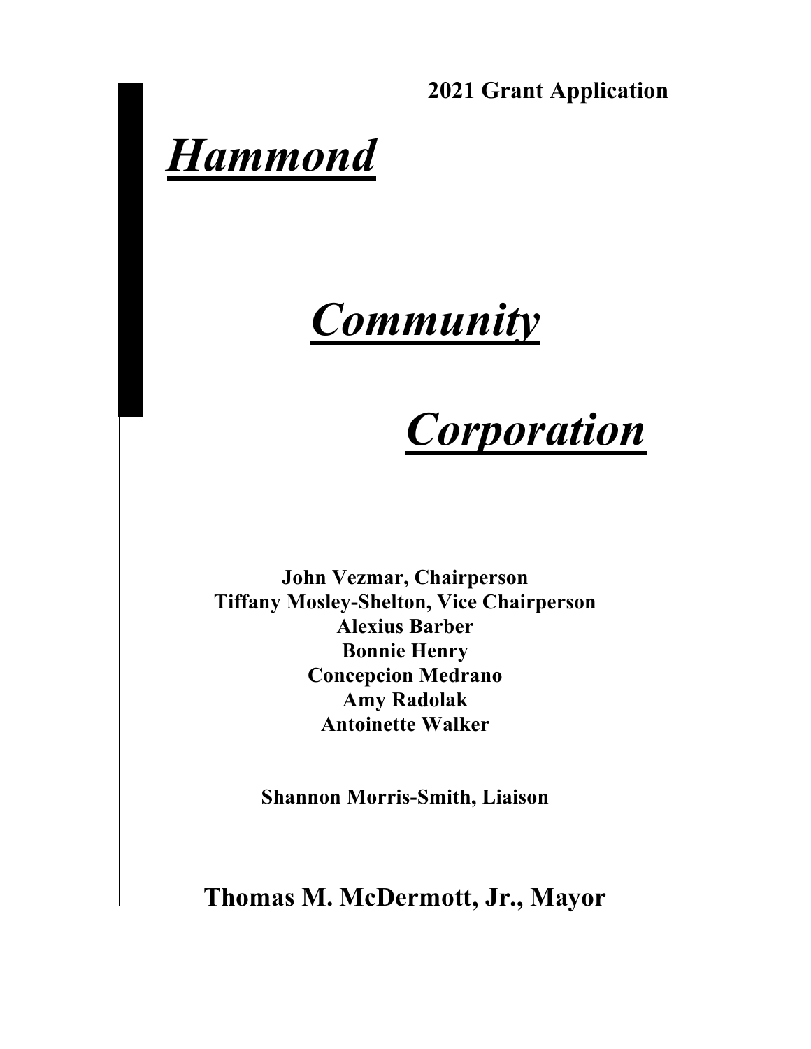**2021 Grant Application**

# ***Hammond***

# ***Community***

# ***Corporation***

**John Vezmar, Chairperson**
**Tiffany Mosley-Shelton, Vice Chairperson**
**Alexius Barber**
**Bonnie Henry**
**Concepcion Medrano**
**Amy Radolak**
**Antoinette Walker**

**Shannon Morris-Smith, Liaison**

**Thomas M. McDermott, Jr., Mayor**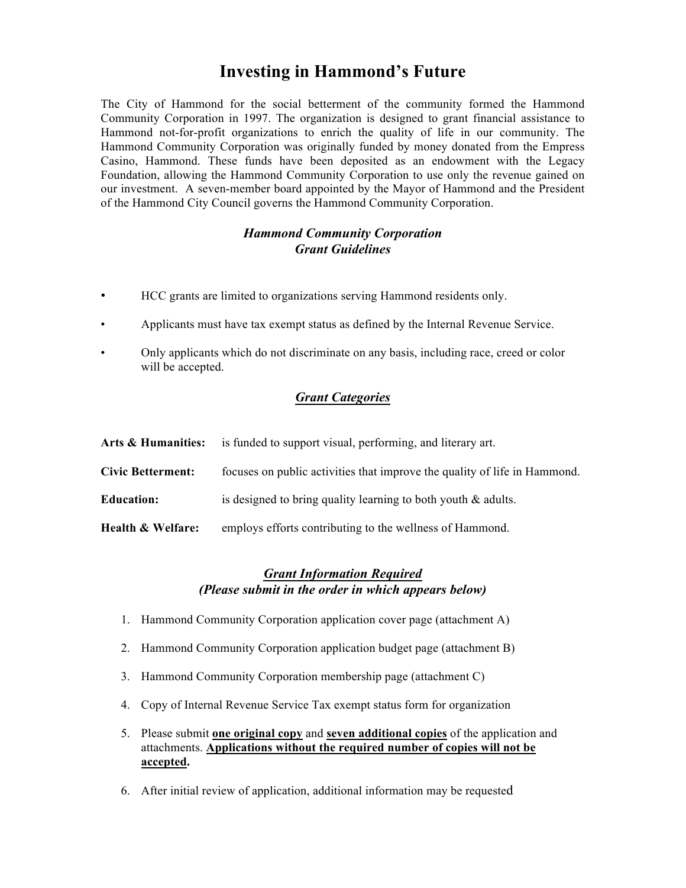# Investing in Hammond's Future

The City of Hammond for the social betterment of the community formed the Hammond Community Corporation in 1997. The organization is designed to grant financial assistance to Hammond not-for-profit organizations to enrich the quality of life in our community. The Hammond Community Corporation was originally funded by money donated from the Empress Casino, Hammond. These funds have been deposited as an endowment with the Legacy Foundation, allowing the Hammond Community Corporation to use only the revenue gained on our investment. A seven-member board appointed by the Mayor of Hammond and the President of the Hammond City Council governs the Hammond Community Corporation.

### *Hammond Community Corporation*
### *Grant Guidelines*

- HCC grants are limited to organizations serving Hammond residents only.
- Applicants must have tax exempt status as defined by the Internal Revenue Service.
- Only applicants which do not discriminate on any basis, including race, creed or color will be accepted.

### ***<u>Grant Categories</u>***

**Arts & Humanities:** is funded to support visual, performing, and literary art.

**Civic Betterment:** focuses on public activities that improve the quality of life in Hammond.

**Education:** is designed to bring quality learning to both youth & adults.

**Health & Welfare:** employs efforts contributing to the wellness of Hammond.

### ***<u>Grant Information Required</u>***
### ***(Please submit in the order in which appears below)***

1. Hammond Community Corporation application cover page (attachment A)
2. Hammond Community Corporation application budget page (attachment B)
3. Hammond Community Corporation membership page (attachment C)
4. Copy of Internal Revenue Service Tax exempt status form for organization
5. Please submit **<u>one original copy</u>** and **<u>seven additional copies</u>** of the application and attachments. **<u>Applications without the required number of copies will not be accepted</u>.**
6. After initial review of application, additional information may be requested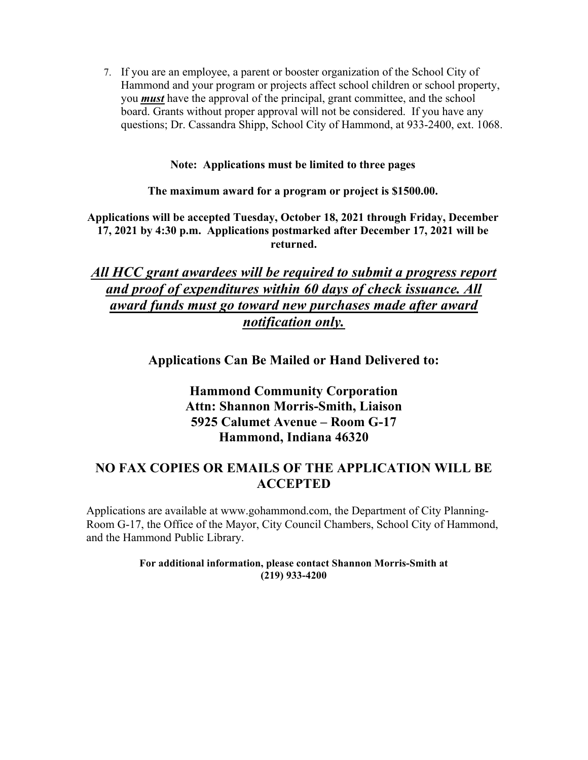7. If you are an employee, a parent or booster organization of the School City of Hammond and your program or projects affect school children or school property, you ***must*** have the approval of the principal, grant committee, and the school board. Grants without proper approval will not be considered. If you have any questions; Dr. Cassandra Shipp, School City of Hammond, at 933-2400, ext. 1068.

**Note: Applications must be limited to three pages**

**The maximum award for a program or project is $1500.00.**

**Applications will be accepted Tuesday, October 18, 2021 through Friday, December 17, 2021 by 4:30 p.m. Applications postmarked after December 17, 2021 will be returned.**

***All HCC grant awardees will be required to submit a progress report and proof of expenditures within 60 days of check issuance. All award funds must go toward new purchases made after award notification only.***

## Applications Can Be Mailed or Hand Delivered to:

**Hammond Community Corporation**
**Attn: Shannon Morris-Smith, Liaison**
**5925 Calumet Avenue – Room G-17**
**Hammond, Indiana 46320**

## NO FAX COPIES OR EMAILS OF THE APPLICATION WILL BE ACCEPTED

Applications are available at www.gohammond.com, the Department of City Planning-Room G-17, the Office of the Mayor, City Council Chambers, School City of Hammond, and the Hammond Public Library.

**For additional information, please contact Shannon Morris-Smith at (219) 933-4200**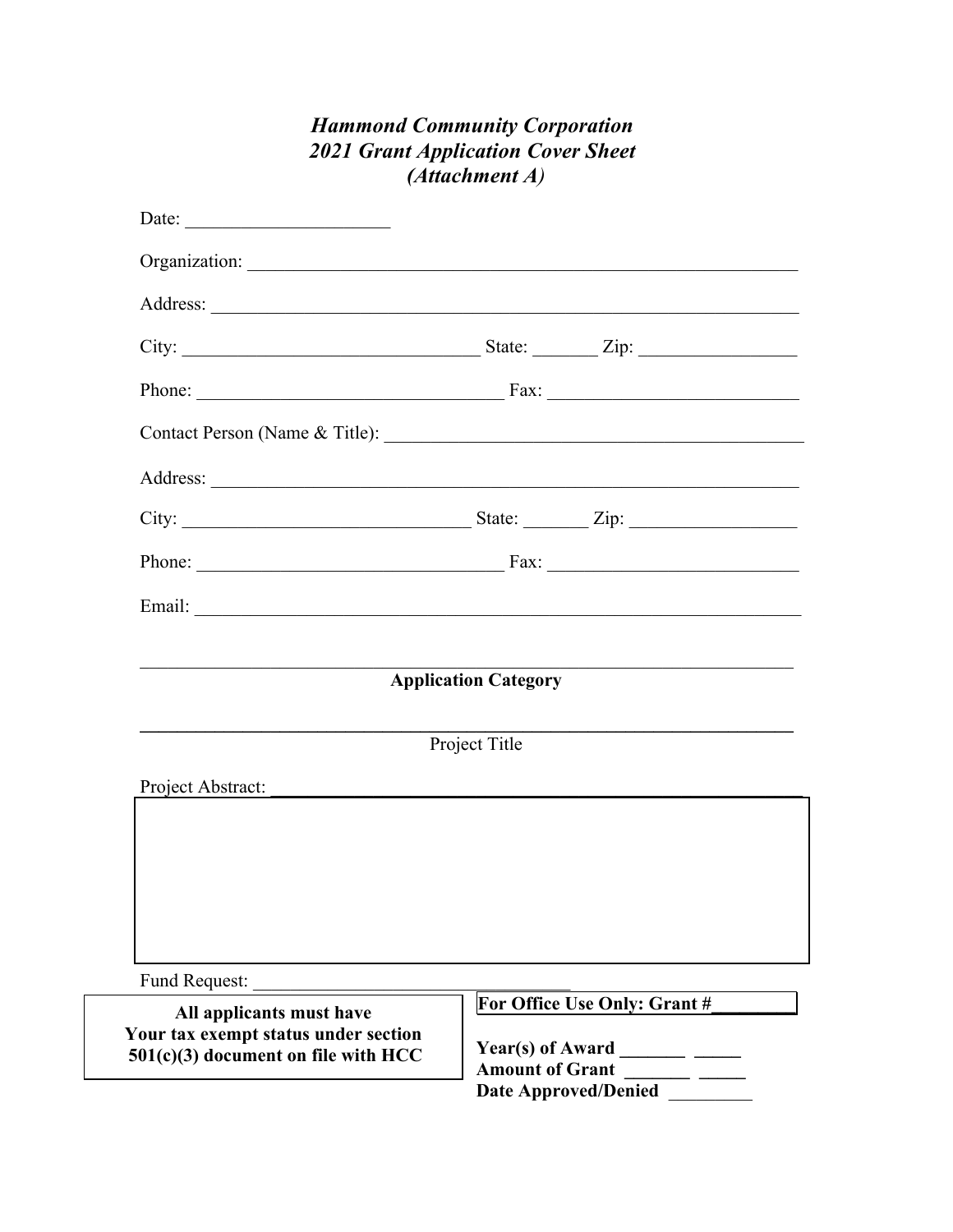***Hammond Community Corporation***
***2021 Grant Application Cover Sheet***
***(Attachment A)***

Date: ______________________

Organization: ______________________________________________________________

Address: __________________________________________________________________

City: ________________________________ State: _______ Zip: _________________

Phone: _________________________________ Fax: ___________________________

Contact Person (Name & Title): _____________________________________________

Address: __________________________________________________________________

City: _______________________________ State: _______ Zip: _________________

Phone: _________________________________ Fax: ___________________________

Email: ____________________________________________________________________

_______________________________________________________________________

**Application Category**

_______________________________________________________________________

Project Title

Project Abstract: ___________________________________________________________

Fund Request: __________________________________

**All applicants must have Your tax exempt status under section 501(c)(3) document on file with HCC**

**For Office Use Only: Grant #________**

**Year(s) of Award _______ _____**
**Amount of Grant _______ _____**
**Date Approved/Denied** _________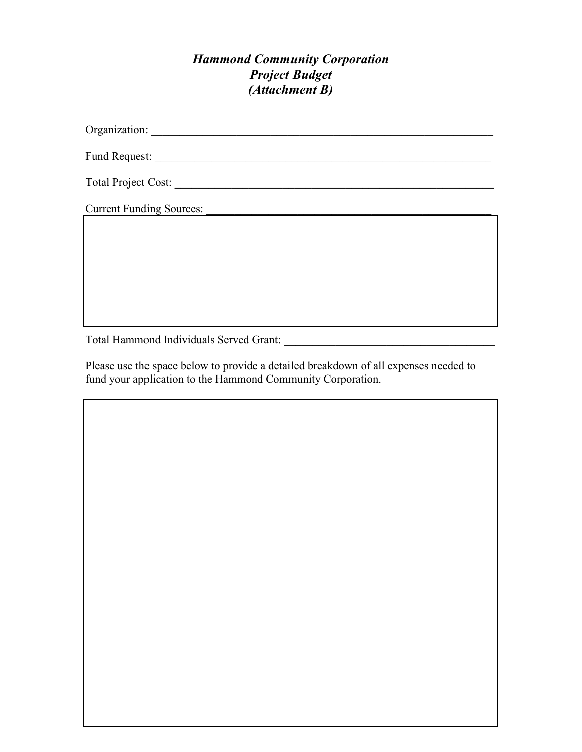# *Hammond Community Corporation*
# *Project Budget*
# *(Attachment B)*

Organization: ______________________________________________________________

Fund Request: ______________________________________________________________

Total Project Cost: __________________________________________________________

Current Funding Sources: _____________________________________________________

Total Hammond Individuals Served Grant: ____________________________________

Please use the space below to provide a detailed breakdown of all expenses needed to fund your application to the Hammond Community Corporation.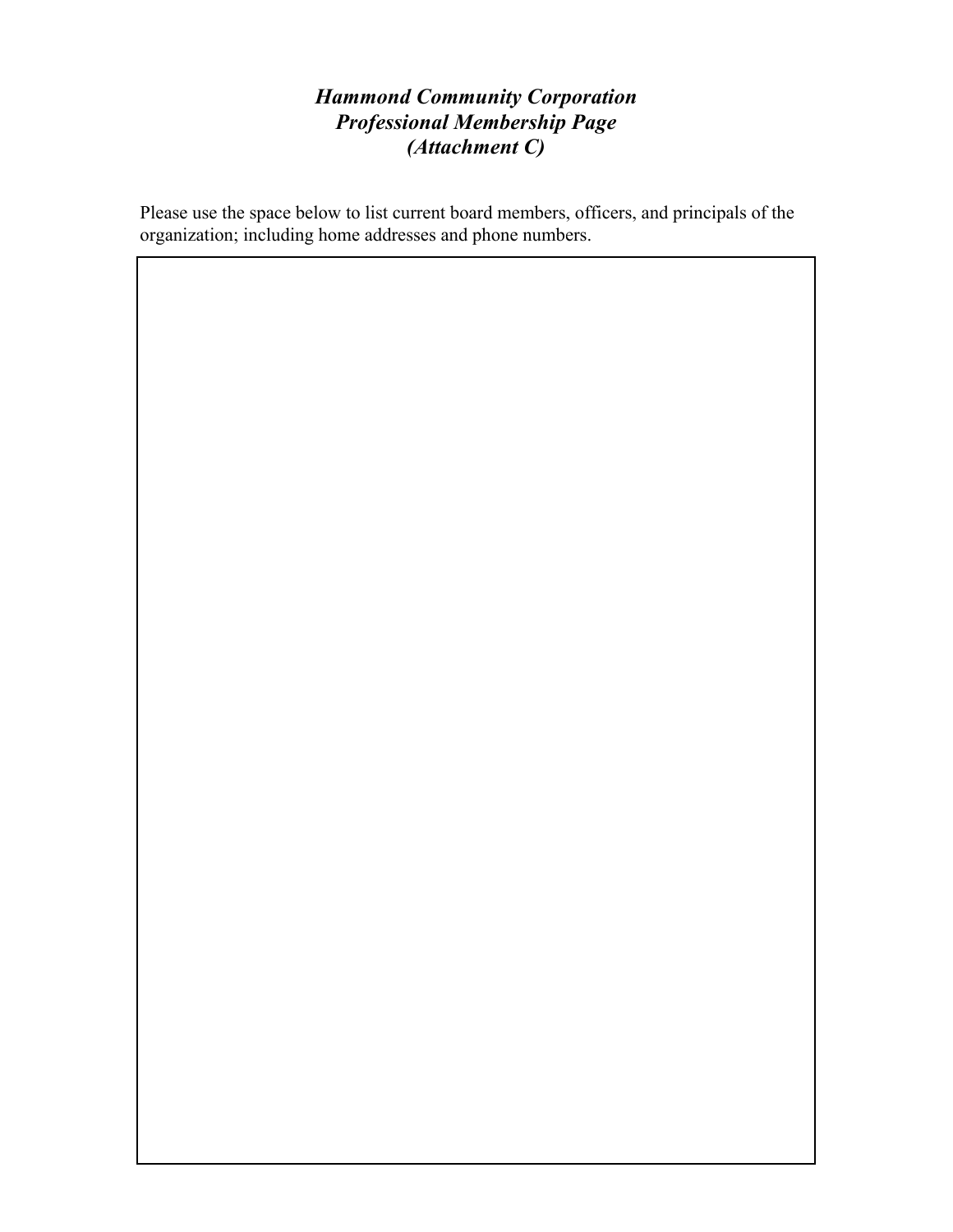***Hammond Community Corporation***
***Professional Membership Page***
***(Attachment C)***

Please use the space below to list current board members, officers, and principals of the organization; including home addresses and phone numbers.